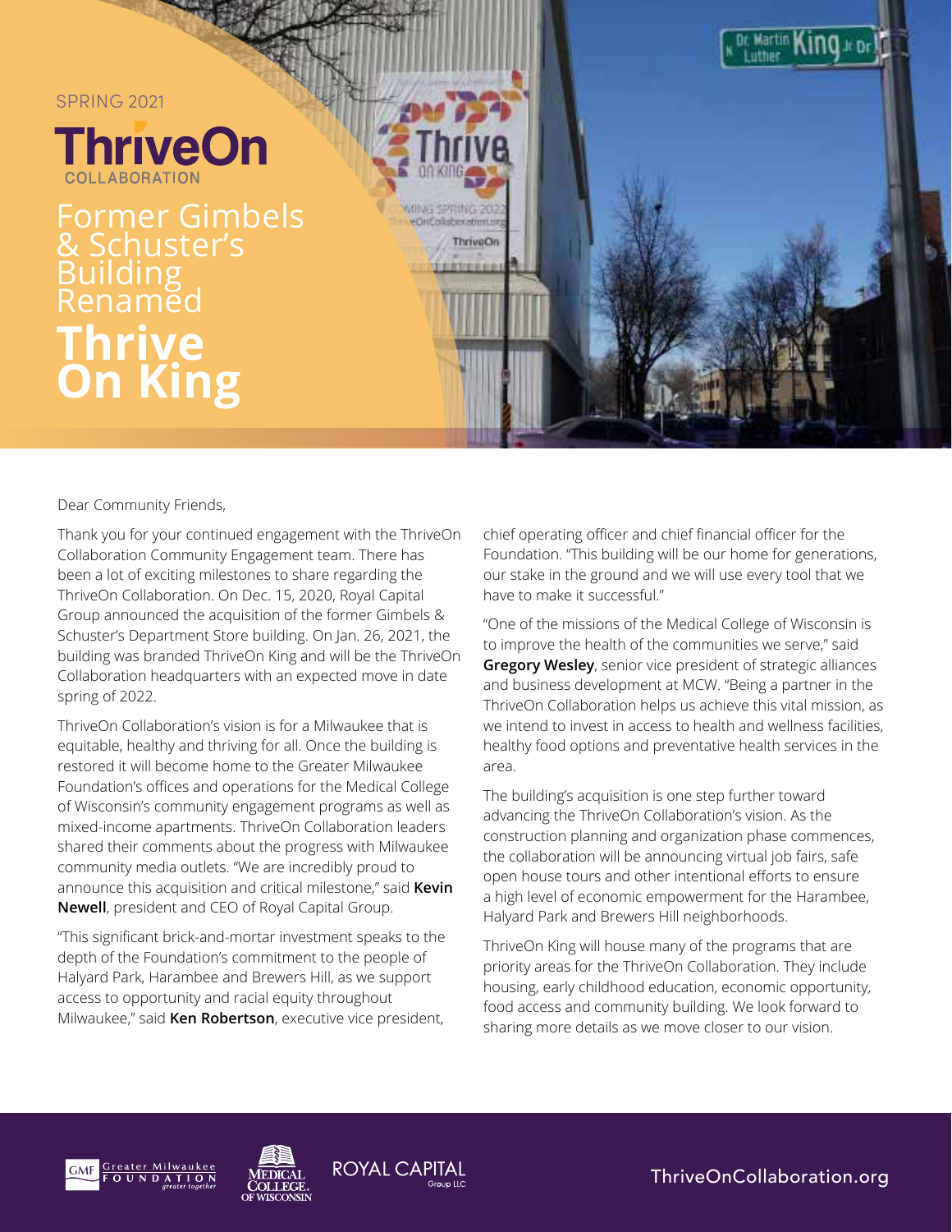SPRING 2021

ThriveOn COLLABORATION

# Former Gimbels & Schuster's Building Renamed **Thrive On King**

Dear Community Friends,

Thank you for your continued engagement with the ThriveOn Collaboration Community Engagement team. There has been a lot of exciting milestones to share regarding the ThriveOn Collaboration. On Dec. 15, 2020, Royal Capital Group announced the acquisition of the former Gimbels & Schuster's Department Store building. On Jan. 26, 2021, the building was branded ThriveOn King and will be the ThriveOn Collaboration headquarters with an expected move in date spring of 2022.

ThriveOn Collaboration's vision is for a Milwaukee that is equitable, healthy and thriving for all. Once the building is restored it will become home to the Greater Milwaukee Foundation's offices and operations for the Medical College of Wisconsin's community engagement programs as well as mixed-income apartments. ThriveOn Collaboration leaders shared their comments about the progress with Milwaukee community media outlets. "We are incredibly proud to announce this acquisition and critical milestone," said **Kevin Newell**, president and CEO of Royal Capital Group.

"This significant brick-and-mortar investment speaks to the depth of the Foundation's commitment to the people of Halyard Park, Harambee and Brewers Hill, as we support access to opportunity and racial equity throughout Milwaukee," said **Ken Robertson**, executive vice president, chief operating officer and chief financial officer for the Foundation. "This building will be our home for generations, our stake in the ground and we will use every tool that we have to make it successful."

"One of the missions of the Medical College of Wisconsin is to improve the health of the communities we serve," said **Gregory Wesley**, senior vice president of strategic alliances and business development at MCW. "Being a partner in the ThriveOn Collaboration helps us achieve this vital mission, as we intend to invest in access to health and wellness facilities, healthy food options and preventative health services in the area.

The building's acquisition is one step further toward advancing the ThriveOn Collaboration's vision. As the construction planning and organization phase commences, the collaboration will be announcing virtual job fairs, safe open house tours and other intentional efforts to ensure a high level of economic empowerment for the Harambee, Halyard Park and Brewers Hill neighborhoods.

ThriveOn King will house many of the programs that are priority areas for the ThriveOn Collaboration. They include housing, early childhood education, economic opportunity, food access and community building. We look forward to sharing more details as we move closer to our vision.

GMF Greater Milwaukee Foundation *greater together* | Medical College of Wisconsin | Royal Capital Group LLC

ThriveOnCollaboration.org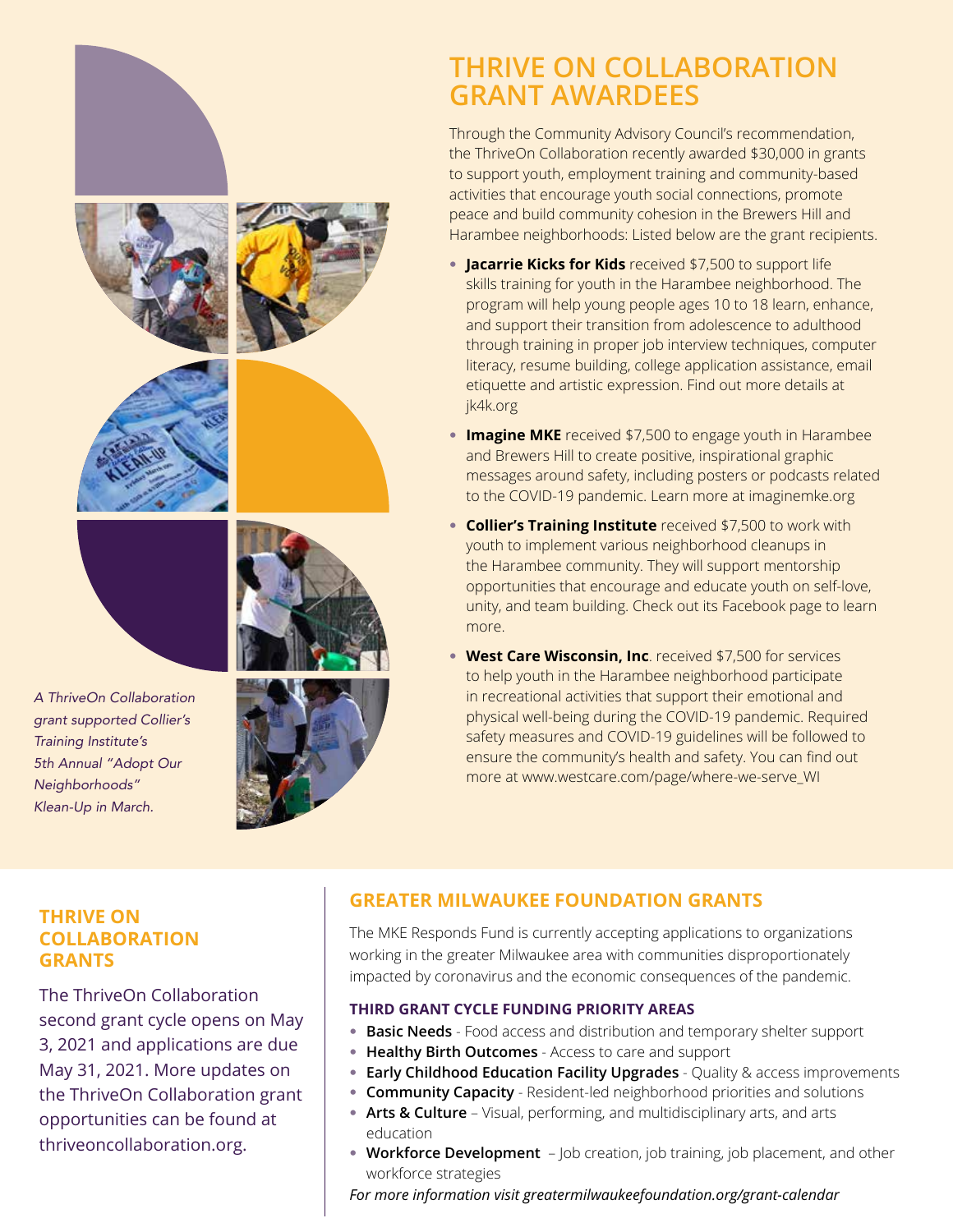# THRIVE ON COLLABORATION GRANT AWARDEES

Through the Community Advisory Council's recommendation, the ThriveOn Collaboration recently awarded $30,000 in grants to support youth, employment training and community-based activities that encourage youth social connections, promote peace and build community cohesion in the Brewers Hill and Harambee neighborhoods: Listed below are the grant recipients.

- **Jacarrie Kicks for Kids** received $7,500 to support life skills training for youth in the Harambee neighborhood. The program will help young people ages 10 to 18 learn, enhance, and support their transition from adolescence to adulthood through training in proper job interview techniques, computer literacy, resume building, college application assistance, email etiquette and artistic expression. Find out more details at jk4k.org
- **Imagine MKE** received $7,500 to engage youth in Harambee and Brewers Hill to create positive, inspirational graphic messages around safety, including posters or podcasts related to the COVID-19 pandemic. Learn more at imaginemke.org
- **Collier's Training Institute** received $7,500 to work with youth to implement various neighborhood cleanups in the Harambee community. They will support mentorship opportunities that encourage and educate youth on self-love, unity, and team building. Check out its Facebook page to learn more.
- **West Care Wisconsin, Inc**. received $7,500 for services to help youth in the Harambee neighborhood participate in recreational activities that support their emotional and physical well-being during the COVID-19 pandemic. Required safety measures and COVID-19 guidelines will be followed to ensure the community's health and safety. You can find out more at www.westcare.com/page/where-we-serve_WI

*A ThriveOn Collaboration grant supported Collier's Training Institute's 5th Annual "Adopt Our Neighborhoods" Klean-Up in March.*

## THRIVE ON COLLABORATION GRANTS

The ThriveOn Collaboration second grant cycle opens on May 3, 2021 and applications are due May 31, 2021. More updates on the ThriveOn Collaboration grant opportunities can be found at thriveoncollaboration.org.

## GREATER MILWAUKEE FOUNDATION GRANTS

The MKE Responds Fund is currently accepting applications to organizations working in the greater Milwaukee area with communities disproportionately impacted by coronavirus and the economic consequences of the pandemic.

### THIRD GRANT CYCLE FUNDING PRIORITY AREAS

- **Basic Needs** - Food access and distribution and temporary shelter support
- **Healthy Birth Outcomes** - Access to care and support
- **Early Childhood Education Facility Upgrades** - Quality & access improvements
- **Community Capacity** - Resident-led neighborhood priorities and solutions
- **Arts & Culture** – Visual, performing, and multidisciplinary arts, and arts education
- **Workforce Development** – Job creation, job training, job placement, and other workforce strategies

*For more information visit greatermilwaukeefoundation.org/grant-calendar*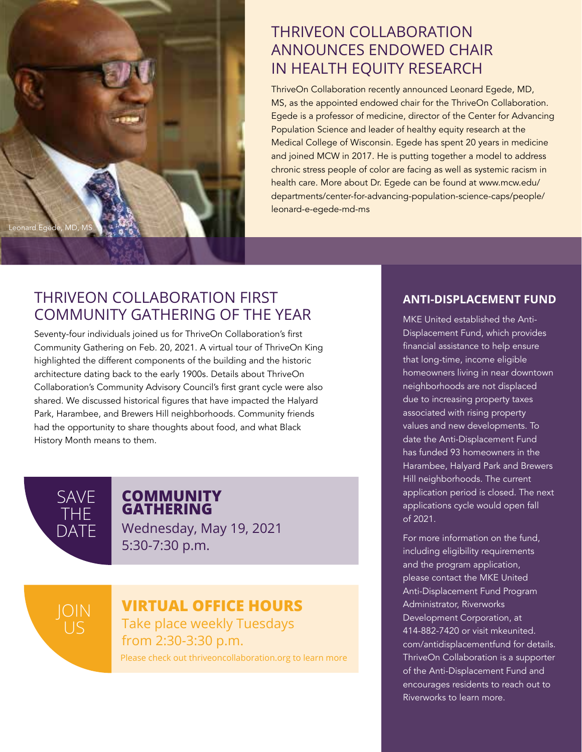## THRIVEON COLLABORATION ANNOUNCES ENDOWED CHAIR IN HEALTH EQUITY RESEARCH

Leonard Egede, MD, MS

ThriveOn Collaboration recently announced Leonard Egede, MD, MS, as the appointed endowed chair for the ThriveOn Collaboration. Egede is a professor of medicine, director of the Center for Advancing Population Science and leader of healthy equity research at the Medical College of Wisconsin. Egede has spent 20 years in medicine and joined MCW in 2017. He is putting together a model to address chronic stress people of color are facing as well as systemic racism in health care. More about Dr. Egede can be found at www.mcw.edu/departments/center-for-advancing-population-science-caps/people/leonard-e-egede-md-ms

## THRIVEON COLLABORATION FIRST COMMUNITY GATHERING OF THE YEAR

Seventy-four individuals joined us for ThriveOn Collaboration's first Community Gathering on Feb. 20, 2021. A virtual tour of ThriveOn King highlighted the different components of the building and the historic architecture dating back to the early 1900s. Details about ThriveOn Collaboration's Community Advisory Council's first grant cycle were also shared. We discussed historical figures that have impacted the Halyard Park, Harambee, and Brewers Hill neighborhoods. Community friends had the opportunity to share thoughts about food, and what Black History Month means to them.

SAVE THE DATE

**COMMUNITY GATHERING**

Wednesday, May 19, 2021
5:30-7:30 p.m.

JOIN US

**VIRTUAL OFFICE HOURS**

Take place weekly Tuesdays from 2:30-3:30 p.m.

Please check out thriveoncollaboration.org to learn more

### ANTI-DISPLACEMENT FUND

MKE United established the Anti-Displacement Fund, which provides financial assistance to help ensure that long-time, income eligible homeowners living in near downtown neighborhoods are not displaced due to increasing property taxes associated with rising property values and new developments. To date the Anti-Displacement Fund has funded 93 homeowners in the Harambee, Halyard Park and Brewers Hill neighborhoods. The current application period is closed. The next applications cycle would open fall of 2021.

For more information on the fund, including eligibility requirements and the program application, please contact the MKE United Anti-Displacement Fund Program Administrator, Riverworks Development Corporation, at 414-882-7420 or visit mkeunited.com/antidisplacementfund for details. ThriveOn Collaboration is a supporter of the Anti-Displacement Fund and encourages residents to reach out to Riverworks to learn more.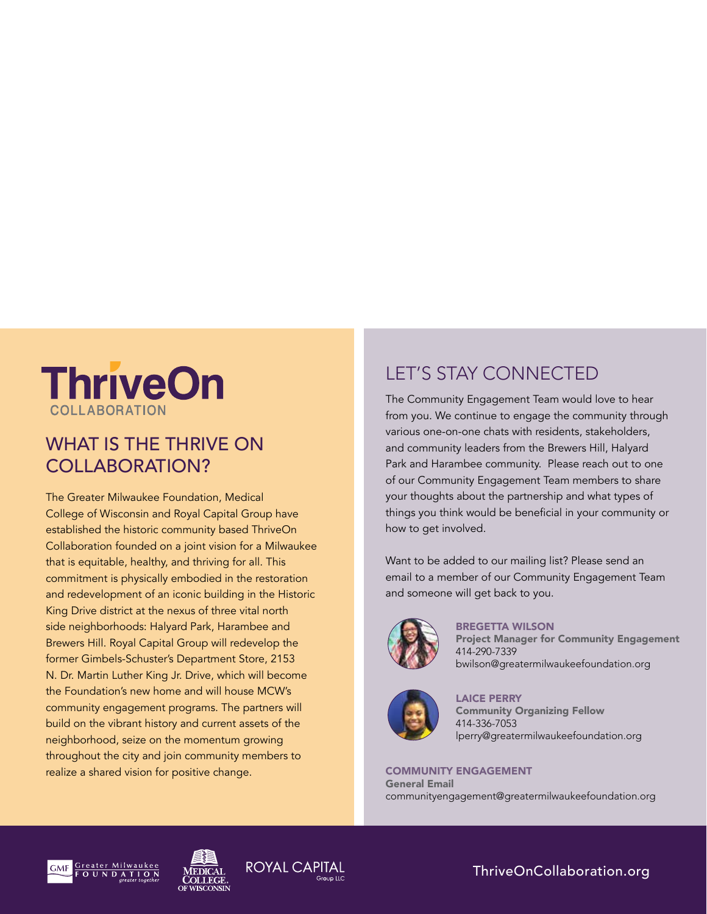ThriveOn
COLLABORATION

## WHAT IS THE THRIVE ON COLLABORATION?

The Greater Milwaukee Foundation, Medical College of Wisconsin and Royal Capital Group have established the historic community based ThriveOn Collaboration founded on a joint vision for a Milwaukee that is equitable, healthy, and thriving for all. This commitment is physically embodied in the restoration and redevelopment of an iconic building in the Historic King Drive district at the nexus of three vital north side neighborhoods: Halyard Park, Harambee and Brewers Hill. Royal Capital Group will redevelop the former Gimbels-Schuster's Department Store, 2153 N. Dr. Martin Luther King Jr. Drive, which will become the Foundation's new home and will house MCW's community engagement programs. The partners will build on the vibrant history and current assets of the neighborhood, seize on the momentum growing throughout the city and join community members to realize a shared vision for positive change.

## LET'S STAY CONNECTED

The Community Engagement Team would love to hear from you. We continue to engage the community through various one-on-one chats with residents, stakeholders, and community leaders from the Brewers Hill, Halyard Park and Harambee community. Please reach out to one of our Community Engagement Team members to share your thoughts about the partnership and what types of things you think would be beneficial in your community or how to get involved.

Want to be added to our mailing list? Please send an email to a member of our Community Engagement Team and someone will get back to you.

**BREGETTA WILSON**
**Project Manager for Community Engagement**
414-290-7339
bwilson@greatermilwaukeefoundation.org

**LAICE PERRY**
**Community Organizing Fellow**
414-336-7053
lperry@greatermilwaukeefoundation.org

**COMMUNITY ENGAGEMENT**
**General Email**
communityengagement@greatermilwaukeefoundation.org

GMF Greater Milwaukee FOUNDATION greater together
MEDICAL COLLEGE OF WISCONSIN
ROYAL CAPITAL Group LLC

ThriveOnCollaboration.org